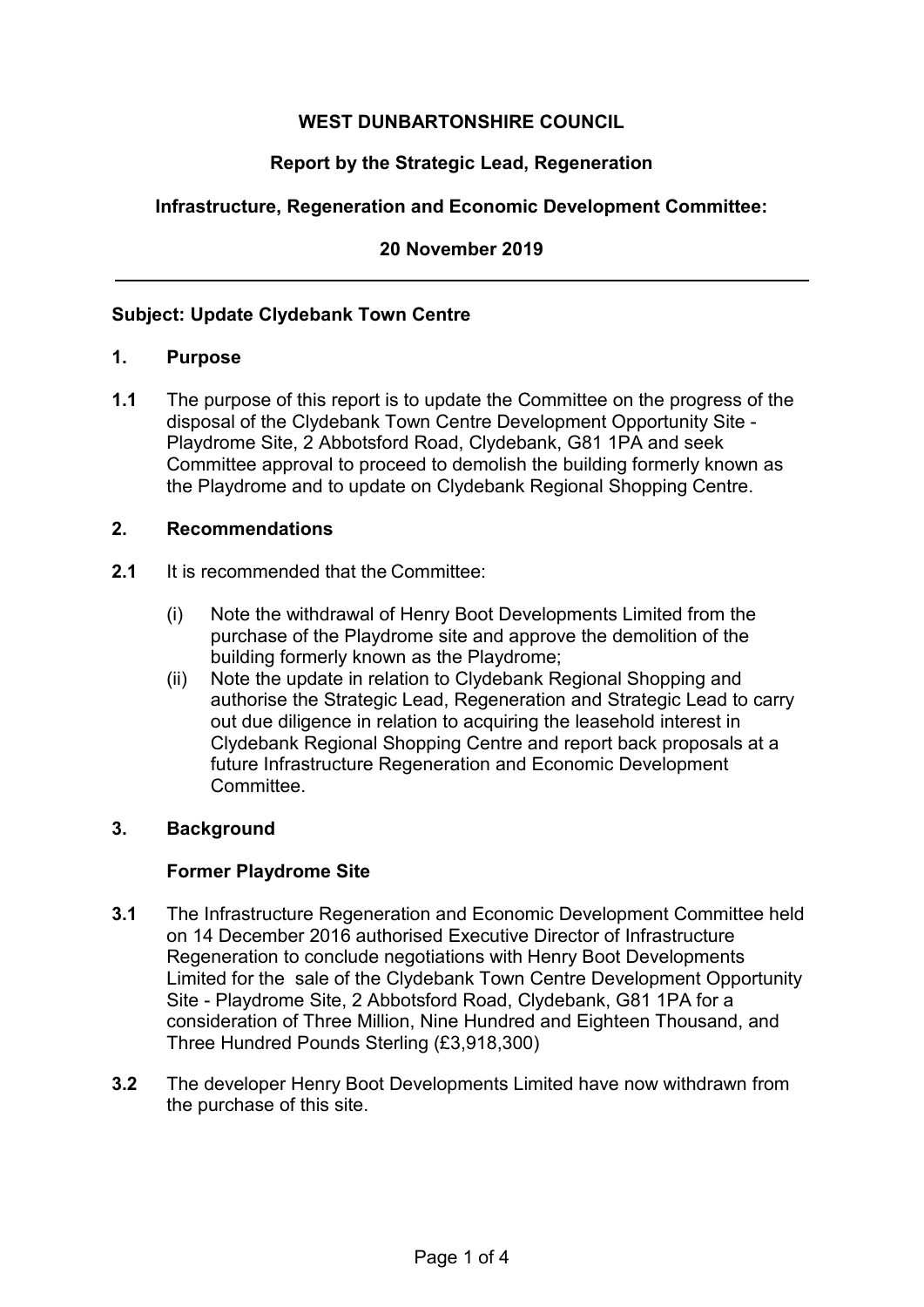**WEST DUNBARTONSHIRE COUNCIL**

**Report by the Strategic Lead, Regeneration**

**Infrastructure, Regeneration and Economic Development Committee:**

**20 November 2019**

---

**Subject: Update Clydebank Town Centre**

## 1. Purpose

**1.1** The purpose of this report is to update the Committee on the progress of the disposal of the Clydebank Town Centre Development Opportunity Site - Playdrome Site, 2 Abbotsford Road, Clydebank, G81 1PA and seek Committee approval to proceed to demolish the building formerly known as the Playdrome and to update on Clydebank Regional Shopping Centre.

## 2. Recommendations

**2.1** It is recommended that the Committee:

(i) Note the withdrawal of Henry Boot Developments Limited from the purchase of the Playdrome site and approve the demolition of the building formerly known as the Playdrome;

(ii) Note the update in relation to Clydebank Regional Shopping and authorise the Strategic Lead, Regeneration and Strategic Lead to carry out due diligence in relation to acquiring the leasehold interest in Clydebank Regional Shopping Centre and report back proposals at a future Infrastructure Regeneration and Economic Development Committee.

## 3. Background

### Former Playdrome Site

**3.1** The Infrastructure Regeneration and Economic Development Committee held on 14 December 2016 authorised Executive Director of Infrastructure Regeneration to conclude negotiations with Henry Boot Developments Limited for the sale of the Clydebank Town Centre Development Opportunity Site - Playdrome Site, 2 Abbotsford Road, Clydebank, G81 1PA for a consideration of Three Million, Nine Hundred and Eighteen Thousand, and Three Hundred Pounds Sterling (£3,918,300)

**3.2** The developer Henry Boot Developments Limited have now withdrawn from the purchase of this site.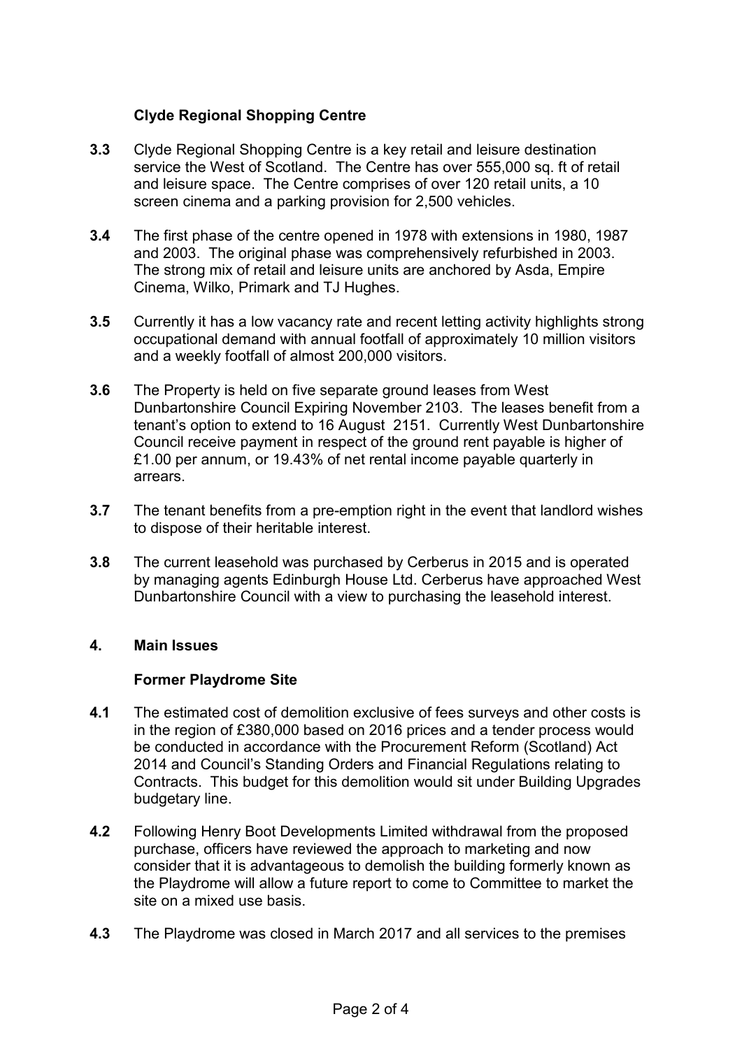### Clyde Regional Shopping Centre

**3.3** Clyde Regional Shopping Centre is a key retail and leisure destination service the West of Scotland. The Centre has over 555,000 sq. ft of retail and leisure space. The Centre comprises of over 120 retail units, a 10 screen cinema and a parking provision for 2,500 vehicles.

**3.4** The first phase of the centre opened in 1978 with extensions in 1980, 1987 and 2003. The original phase was comprehensively refurbished in 2003. The strong mix of retail and leisure units are anchored by Asda, Empire Cinema, Wilko, Primark and TJ Hughes.

**3.5** Currently it has a low vacancy rate and recent letting activity highlights strong occupational demand with annual footfall of approximately 10 million visitors and a weekly footfall of almost 200,000 visitors.

**3.6** The Property is held on five separate ground leases from West Dunbartonshire Council Expiring November 2103. The leases benefit from a tenant's option to extend to 16 August 2151. Currently West Dunbartonshire Council receive payment in respect of the ground rent payable is higher of £1.00 per annum, or 19.43% of net rental income payable quarterly in arrears.

**3.7** The tenant benefits from a pre-emption right in the event that landlord wishes to dispose of their heritable interest.

**3.8** The current leasehold was purchased by Cerberus in 2015 and is operated by managing agents Edinburgh House Ltd. Cerberus have approached West Dunbartonshire Council with a view to purchasing the leasehold interest.

## 4. Main Issues

### Former Playdrome Site

**4.1** The estimated cost of demolition exclusive of fees surveys and other costs is in the region of £380,000 based on 2016 prices and a tender process would be conducted in accordance with the Procurement Reform (Scotland) Act 2014 and Council's Standing Orders and Financial Regulations relating to Contracts. This budget for this demolition would sit under Building Upgrades budgetary line.

**4.2** Following Henry Boot Developments Limited withdrawal from the proposed purchase, officers have reviewed the approach to marketing and now consider that it is advantageous to demolish the building formerly known as the Playdrome will allow a future report to come to Committee to market the site on a mixed use basis.

**4.3** The Playdrome was closed in March 2017 and all services to the premises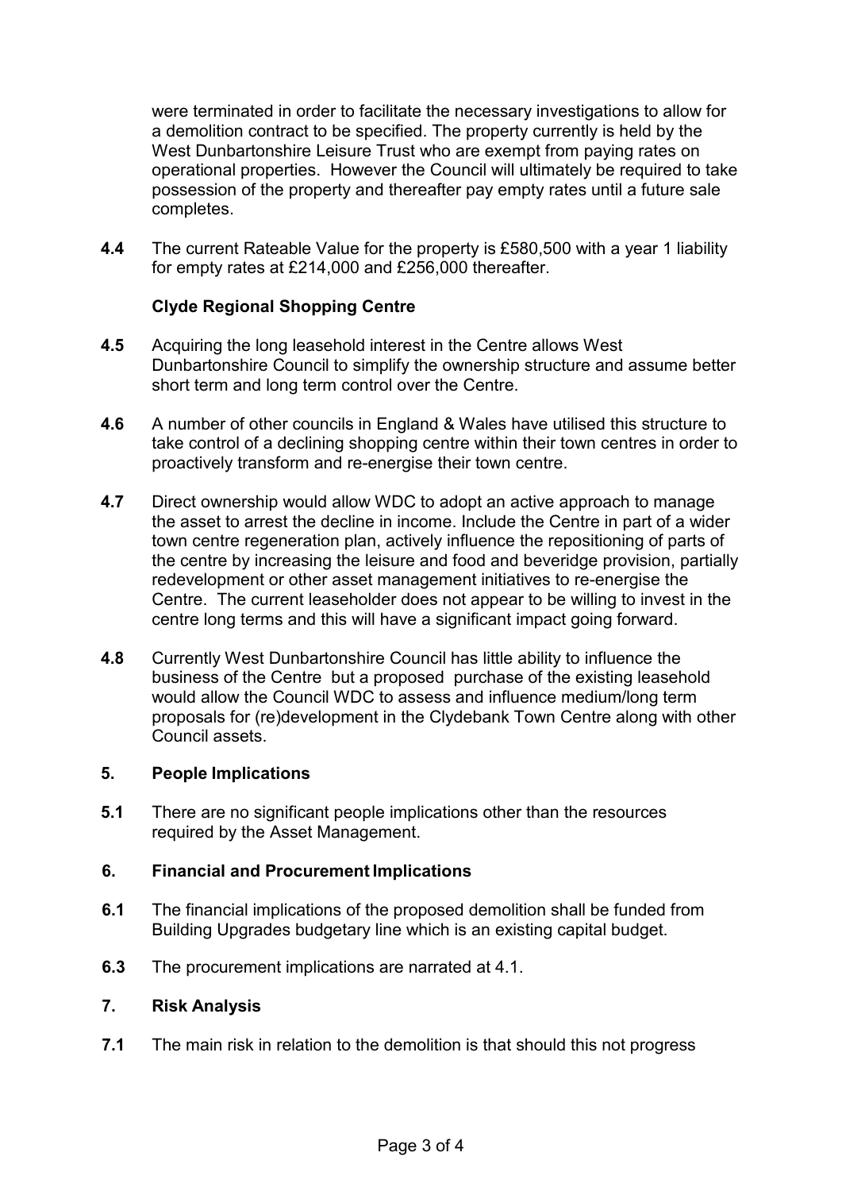were terminated in order to facilitate the necessary investigations to allow for a demolition contract to be specified. The property currently is held by the West Dunbartonshire Leisure Trust who are exempt from paying rates on operational properties. However the Council will ultimately be required to take possession of the property and thereafter pay empty rates until a future sale completes.

**4.4** The current Rateable Value for the property is £580,500 with a year 1 liability for empty rates at £214,000 and £256,000 thereafter.

**Clyde Regional Shopping Centre**

**4.5** Acquiring the long leasehold interest in the Centre allows West Dunbartonshire Council to simplify the ownership structure and assume better short term and long term control over the Centre.

**4.6** A number of other councils in England & Wales have utilised this structure to take control of a declining shopping centre within their town centres in order to proactively transform and re-energise their town centre.

**4.7** Direct ownership would allow WDC to adopt an active approach to manage the asset to arrest the decline in income. Include the Centre in part of a wider town centre regeneration plan, actively influence the repositioning of parts of the centre by increasing the leisure and food and beveridge provision, partially redevelopment or other asset management initiatives to re-energise the Centre. The current leaseholder does not appear to be willing to invest in the centre long terms and this will have a significant impact going forward.

**4.8** Currently West Dunbartonshire Council has little ability to influence the business of the Centre but a proposed purchase of the existing leasehold would allow the Council WDC to assess and influence medium/long term proposals for (re)development in the Clydebank Town Centre along with other Council assets.

## 5. People Implications

**5.1** There are no significant people implications other than the resources required by the Asset Management.

## 6. Financial and Procurement Implications

**6.1** The financial implications of the proposed demolition shall be funded from Building Upgrades budgetary line which is an existing capital budget.

**6.3** The procurement implications are narrated at 4.1.

## 7. Risk Analysis

**7.1** The main risk in relation to the demolition is that should this not progress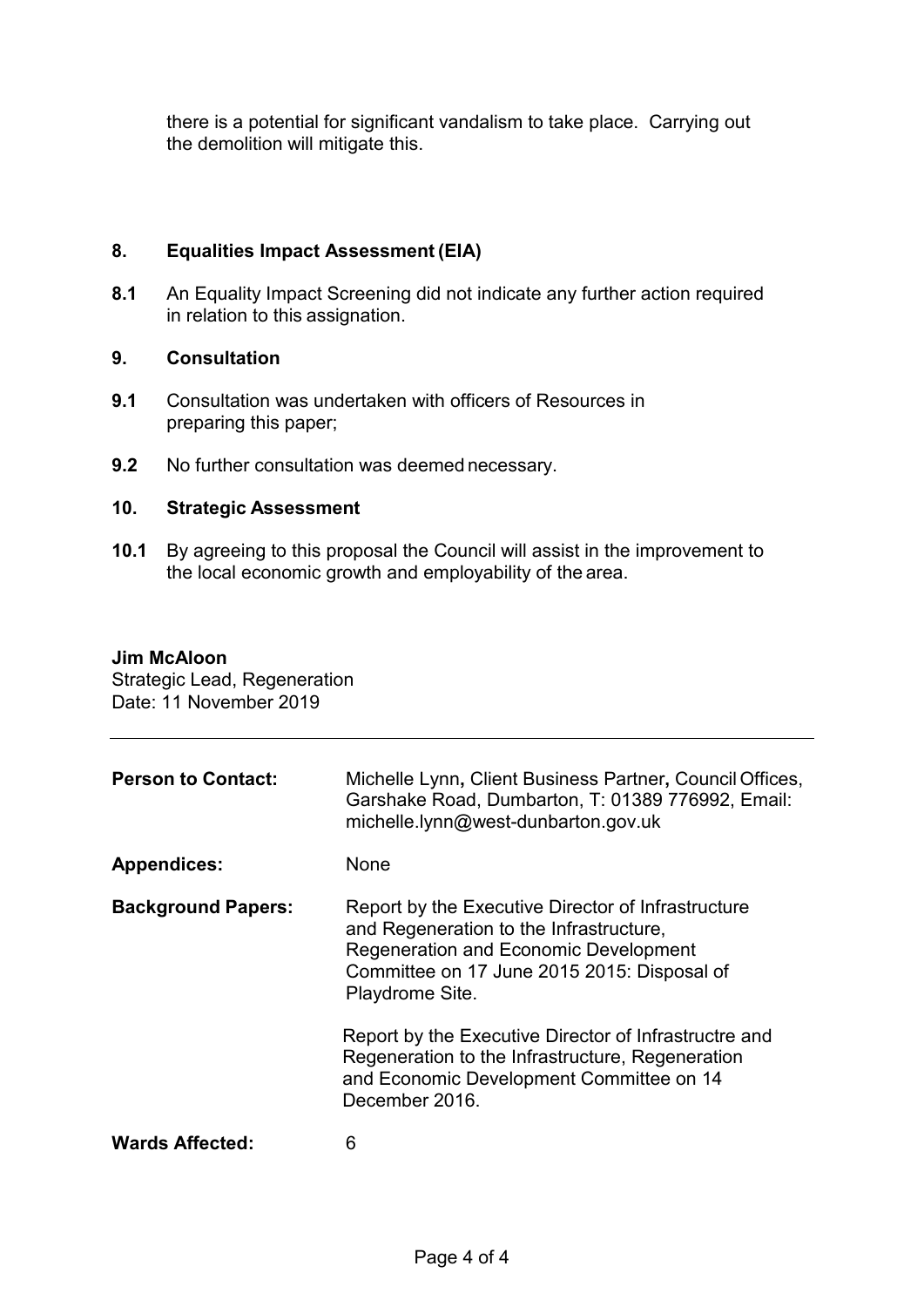there is a potential for significant vandalism to take place. Carrying out the demolition will mitigate this.

**8. Equalities Impact Assessment (EIA)**

**8.1** An Equality Impact Screening did not indicate any further action required in relation to this assignation.

**9. Consultation**

**9.1** Consultation was undertaken with officers of Resources in preparing this paper;

**9.2** No further consultation was deemed necessary.

**10. Strategic Assessment**

**10.1** By agreeing to this proposal the Council will assist in the improvement to the local economic growth and employability of the area.

**Jim McAloon**
Strategic Lead, Regeneration
Date: 11 November 2019

---

| | |
|---|---|
| **Person to Contact:** | Michelle Lynn**,** Client Business Partner**,** Council Offices, Garshake Road, Dumbarton, T: 01389 776992, Email: michelle.lynn@west-dunbarton.gov.uk |
| **Appendices:** | None |
| **Background Papers:** | Report by the Executive Director of Infrastructure and Regeneration to the Infrastructure, Regeneration and Economic Development Committee on 17 June 2015 2015: Disposal of Playdrome Site.<br><br>Report by the Executive Director of Infrastructre and Regeneration to the Infrastructure, Regeneration and Economic Development Committee on 14 December 2016. |
| **Wards Affected:** | 6 |